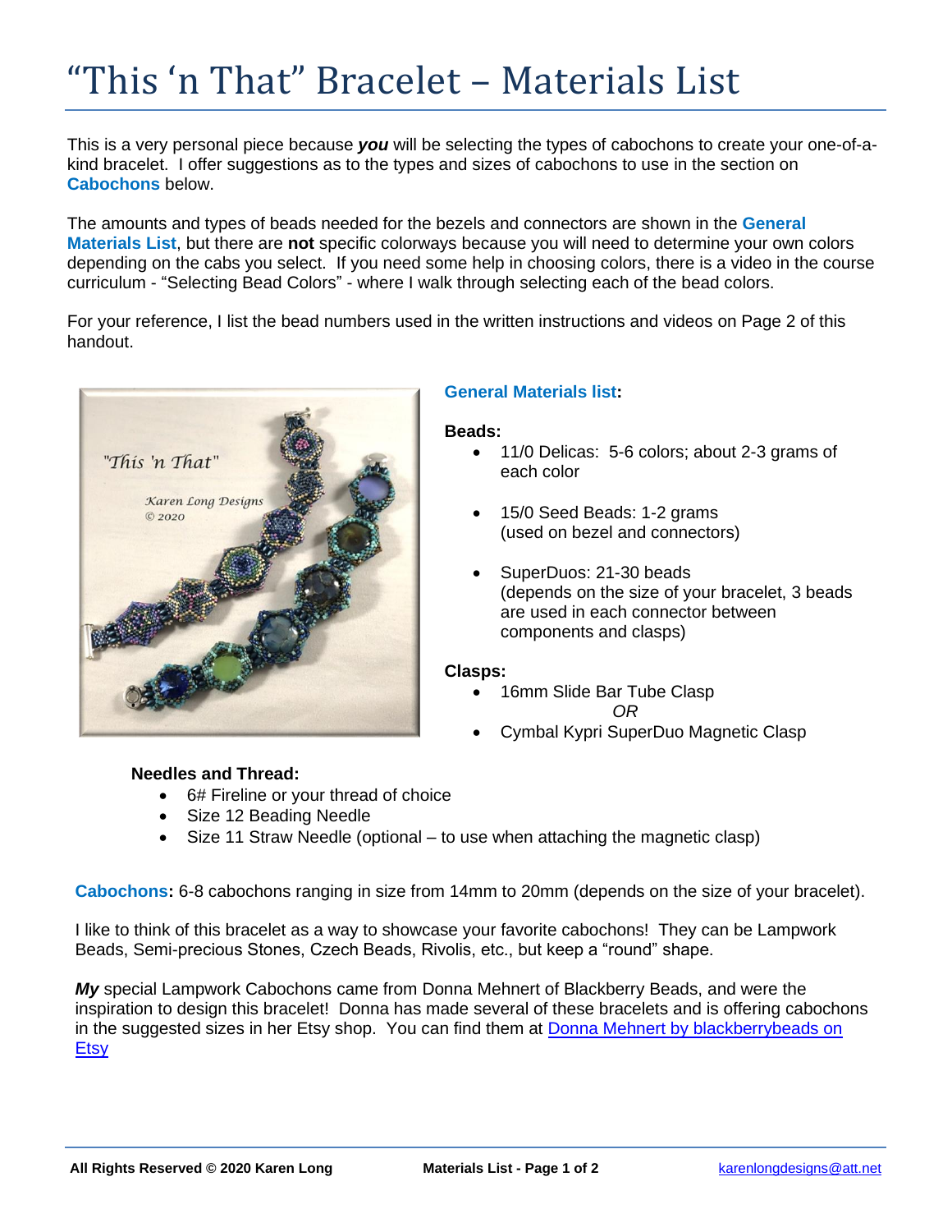# “This ‘n That” Bracelet – Materials List

This is a very personal piece because ***you*** will be selecting the types of cabochons to create your one-of-a-kind bracelet. I offer suggestions as to the types and sizes of cabochons to use in the section on **Cabochons** below.

The amounts and types of beads needed for the bezels and connectors are shown in the **General Materials List**, but there are **not** specific colorways because you will need to determine your own colors depending on the cabs you select. If you need some help in choosing colors, there is a video in the course curriculum - “Selecting Bead Colors” - where I walk through selecting each of the bead colors.

For your reference, I list the bead numbers used in the written instructions and videos on Page 2 of this handout.

## General Materials list:

**Beads:**

- 11/0 Delicas: 5-6 colors; about 2-3 grams of each color
- 15/0 Seed Beads: 1-2 grams (used on bezel and connectors)
- SuperDuos: 21-30 beads (depends on the size of your bracelet, 3 beads are used in each connector between components and clasps)

**Clasps:**

- 16mm Slide Bar Tube Clasp  
  *OR*
- Cymbal Kypri SuperDuo Magnetic Clasp

**Needles and Thread:**

- 6# Fireline or your thread of choice
- Size 12 Beading Needle
- Size 11 Straw Needle (optional – to use when attaching the magnetic clasp)

**Cabochons:** 6-8 cabochons ranging in size from 14mm to 20mm (depends on the size of your bracelet).

I like to think of this bracelet as a way to showcase your favorite cabochons! They can be Lampwork Beads, Semi-precious Stones, Czech Beads, Rivolis, etc., but keep a “round” shape.

***My*** special Lampwork Cabochons came from Donna Mehnert of Blackberry Beads, and were the inspiration to design this bracelet! Donna has made several of these bracelets and is offering cabochons in the suggested sizes in her Etsy shop. You can find them at Donna Mehnert by blackberrybeads on Etsy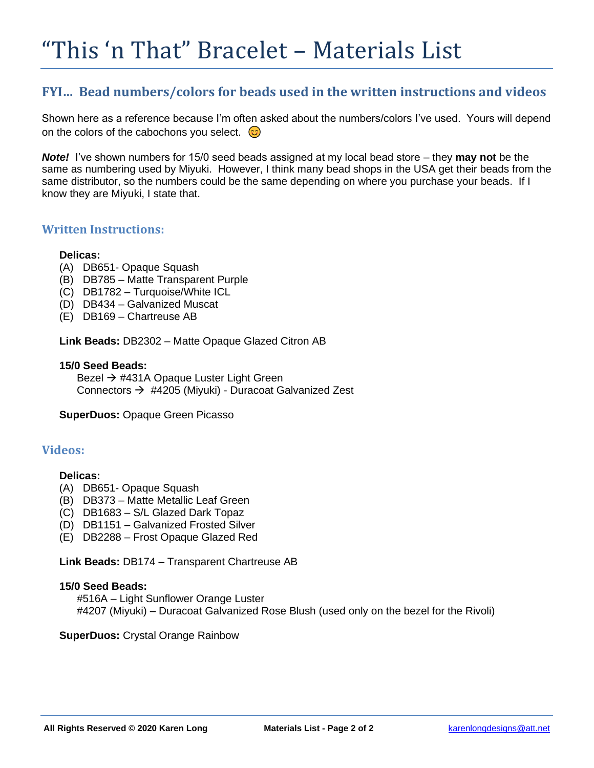# “This ‘n That” Bracelet – Materials List

## FYI… Bead numbers/colors for beads used in the written instructions and videos

Shown here as a reference because I’m often asked about the numbers/colors I’ve used. Yours will depend on the colors of the cabochons you select. 😊

***Note!*** I’ve shown numbers for 15/0 seed beads assigned at my local bead store – they **may not** be the same as numbering used by Miyuki. However, I think many bead shops in the USA get their beads from the same distributor, so the numbers could be the same depending on where you purchase your beads. If I know they are Miyuki, I state that.

### Written Instructions:

**Delicas:**
(A) DB651- Opaque Squash
(B) DB785 – Matte Transparent Purple
(C) DB1782 – Turquoise/White ICL
(D) DB434 – Galvanized Muscat
(E) DB169 – Chartreuse AB

**Link Beads:** DB2302 – Matte Opaque Glazed Citron AB

**15/0 Seed Beads:**
Bezel → #431A Opaque Luster Light Green
Connectors → #4205 (Miyuki) - Duracoat Galvanized Zest

**SuperDuos:** Opaque Green Picasso

### Videos:

**Delicas:**
(A) DB651- Opaque Squash
(B) DB373 – Matte Metallic Leaf Green
(C) DB1683 – S/L Glazed Dark Topaz
(D) DB1151 – Galvanized Frosted Silver
(E) DB2288 – Frost Opaque Glazed Red

**Link Beads:** DB174 – Transparent Chartreuse AB

**15/0 Seed Beads:**
#516A – Light Sunflower Orange Luster
#4207 (Miyuki) – Duracoat Galvanized Rose Blush (used only on the bezel for the Rivoli)

**SuperDuos:** Crystal Orange Rainbow